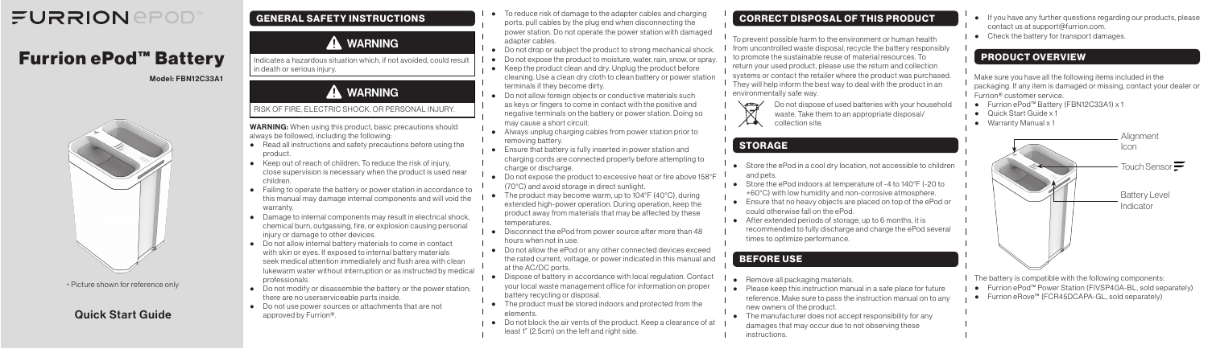# FURRION ePOD™

# Furrion ePod™ Battery

**Model: FBN12C33A1**

• Picture shown for reference only

**Quick Start Guide**

## GENERAL SAFETY INSTRUCTIONS

### ⚠ WARNING

Indicates a hazardous situation which, if not avoided, could result in death or serious injury.

### ⚠ WARNING

RISK OF FIRE, ELECTRIC SHOCK, OR PERSONAL INJURY.

**WARNING:** When using this product, basic precautions should always be followed, including the following:

- Read all instructions and safety precautions before using the product.
- Keep out of reach of children. To reduce the risk of injury, close supervision is necessary when the product is used near children.
- Failing to operate the battery or power station in accordance to this manual may damage internal components and will void the warranty.
- Damage to internal components may result in electrical shock, chemical burn, outgassing, fire, or explosion causing personal injury or damage to other devices.
- Do not allow internal battery materials to come in contact with skin or eyes. If exposed to internal battery materials seek medical attention immediately and flush area with clean lukewarm water without interruption or as instructed by medical professionals.
- Do not modify or disassemble the battery or the power station; there are no userserviceable parts inside.
- Do not use power sources or attachments that are not approved by Furrion®.
- To reduce risk of damage to the adapter cables and charging ports, pull cables by the plug end when disconnecting the power station. Do not operate the power station with damaged adapter cables.
- Do not drop or subject the product to strong mechanical shock.
- Do not expose the product to moisture, water, rain, snow, or spray.
- Keep the product clean and dry. Unplug the product before cleaning. Use a clean dry cloth to clean battery or power station terminals if they become dirty.
- Do not allow foreign objects or conductive materials such as keys or fingers to come in contact with the positive and negative terminals on the battery or power station. Doing so may cause a short circuit.
- Always unplug charging cables from power station prior to removing battery.
- Ensure that battery is fully inserted in power station and charging cords are connected properly before attempting to charge or discharge.
- Do not expose the product to excessive heat or fire above 158°F (70°C) and avoid storage in direct sunlight.
- The product may become warm, up to 104°F (40°C), during extended high-power operation. During operation, keep the product away from materials that may be affected by these temperatures.
- Disconnect the ePod from power source after more than 48 hours when not in use.
- Do not allow the ePod or any other connected devices exceed the rated current, voltage, or power indicated in this manual and at the AC/DC ports.
- Dispose of battery in accordance with local regulation. Contact your local waste management office for information on proper battery recycling or disposal.
- The product must be stored indoors and protected from the elements.
- Do not block the air vents of the product. Keep a clearance of at least 1" (2.5cm) on the left and right side.

## CORRECT DISPOSAL OF THIS PRODUCT

To prevent possible harm to the environment or human health from uncontrolled waste disposal, recycle the battery responsibly to promote the sustainable reuse of material resources. To return your used product, please use the return and collection systems or contact the retailer where the product was purchased. They will help inform the best way to deal with the product in an environmentally safe way.

Do not dispose of used batteries with your household waste. Take them to an appropriate disposal/ collection site.

## STORAGE

- Store the ePod in a cool dry location, not accessible to children and pets.
- Store the ePod indoors at temperature of -4 to 140°F (-20 to +60°C) with low humidity and non-corrosive atmosphere.
- Ensure that no heavy objects are placed on top of the ePod or could otherwise fall on the ePod.
- After extended periods of storage, up to 6 months, it is recommended to fully discharge and charge the ePod several times to optimize performance.

## BEFORE USE

- Remove all packaging materials.
- Please keep this instruction manual in a safe place for future reference. Make sure to pass the instruction manual on to any new owners of the product.
- The manufacturer does not accept responsibility for any damages that may occur due to not observing these instructions.
- If you have any further questions regarding our products, please contact us at support@furrion.com.
- Check the battery for transport damages.

## PRODUCT OVERVIEW

Make sure you have all the following items included in the packaging. If any item is damaged or missing, contact your dealer or Furrion® customer service.

- Furrion ePod™ Battery (FBN12C33A1) x 1
- Quick Start Guide x 1
- Warranty Manual x 1

Alignment Icon

Touch Sensor

Battery Level Indicator

The battery is compatible with the following components:

- Furrion ePod™ Power Station (FIVSP40A-BL, sold separately)
- Furrion eRove™ (FCR45DCAPA-GL, sold separately)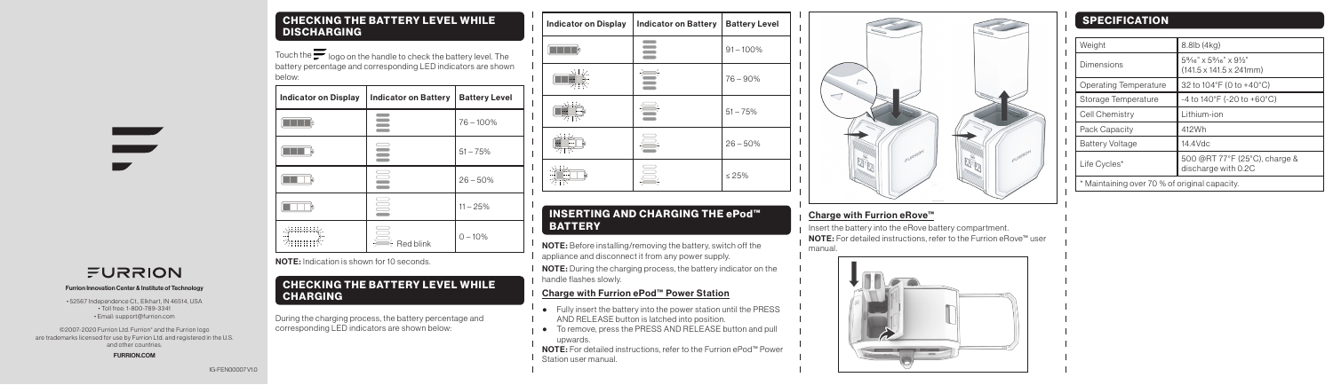## CHECKING THE BATTERY LEVEL WHILE DISCHARGING

Touch the logo on the handle to check the battery level. The battery percentage and corresponding LED indicators are shown below:

| Indicator on Display | Indicator on Battery | Battery Level |
|---|---|---|
| | | 76 – 100% |
| | | 51 – 75% |
| | | 26 – 50% |
| | | 11 – 25% |
| | Red blink | 0 – 10% |

**NOTE:** Indication is shown for 10 seconds.

## CHECKING THE BATTERY LEVEL WHILE CHARGING

During the charging process, the battery percentage and corresponding LED indicators are shown below:

| Indicator on Display | Indicator on Battery | Battery Level |
|---|---|---|
| | | 91 – 100% |
| | | 76 – 90% |
| | | 51 – 75% |
| | | 26 – 50% |
| | | ≤ 25% |

## INSERTING AND CHARGING THE ePod™ BATTERY

**NOTE:** Before installing/removing the battery, switch off the appliance and disconnect it from any power supply.

**NOTE:** During the charging process, the battery indicator on the handle flashes slowly.

### Charge with Furrion ePod™ Power Station

- Fully insert the battery into the power station until the PRESS AND RELEASE button is latched into position.
- To remove, press the PRESS AND RELEASE button and pull upwards.

**NOTE:** For detailed instructions, refer to the Furrion ePod™ Power Station user manual.

### Charge with Furrion eRove™

Insert the battery into the eRove battery compartment.

**NOTE:** For detailed instructions, refer to the Furrion eRove™ user manual.

## SPECIFICATION

| | |
|---|---|
| Weight | 8.8lb (4kg) |
| Dimensions | 5⁹⁄₁₆" x 5⁹⁄₁₆" x 9½" (141.5 x 141.5 x 241mm) |
| Operating Temperature | 32 to 104°F (0 to +40°C) |
| Storage Temperature | -4 to 140°F (-20 to +60°C) |
| Cell Chemistry | Lithium-ion |
| Pack Capacity | 412Wh |
| Battery Voltage | 14.4Vdc |
| Life Cycles* | 500 @RT 77°F (25°C), charge & discharge with 0.2C |

\* Maintaining over 70 % of original capacity.

FURRION

**Furrion Innovation Center & Institute of Technology**

• 52567 Independence Ct., Elkhart, IN 46514, USA
• Toll free: 1-800-789-3341
• Email: support@furrion.com

©2007-2020 Furrion Ltd. Furrion® and the Furrion logo are trademarks licensed for use by Furrion Ltd. and registered in the U.S. and other countries.

**FURRION.COM**

IG-FEN00007 V1.0